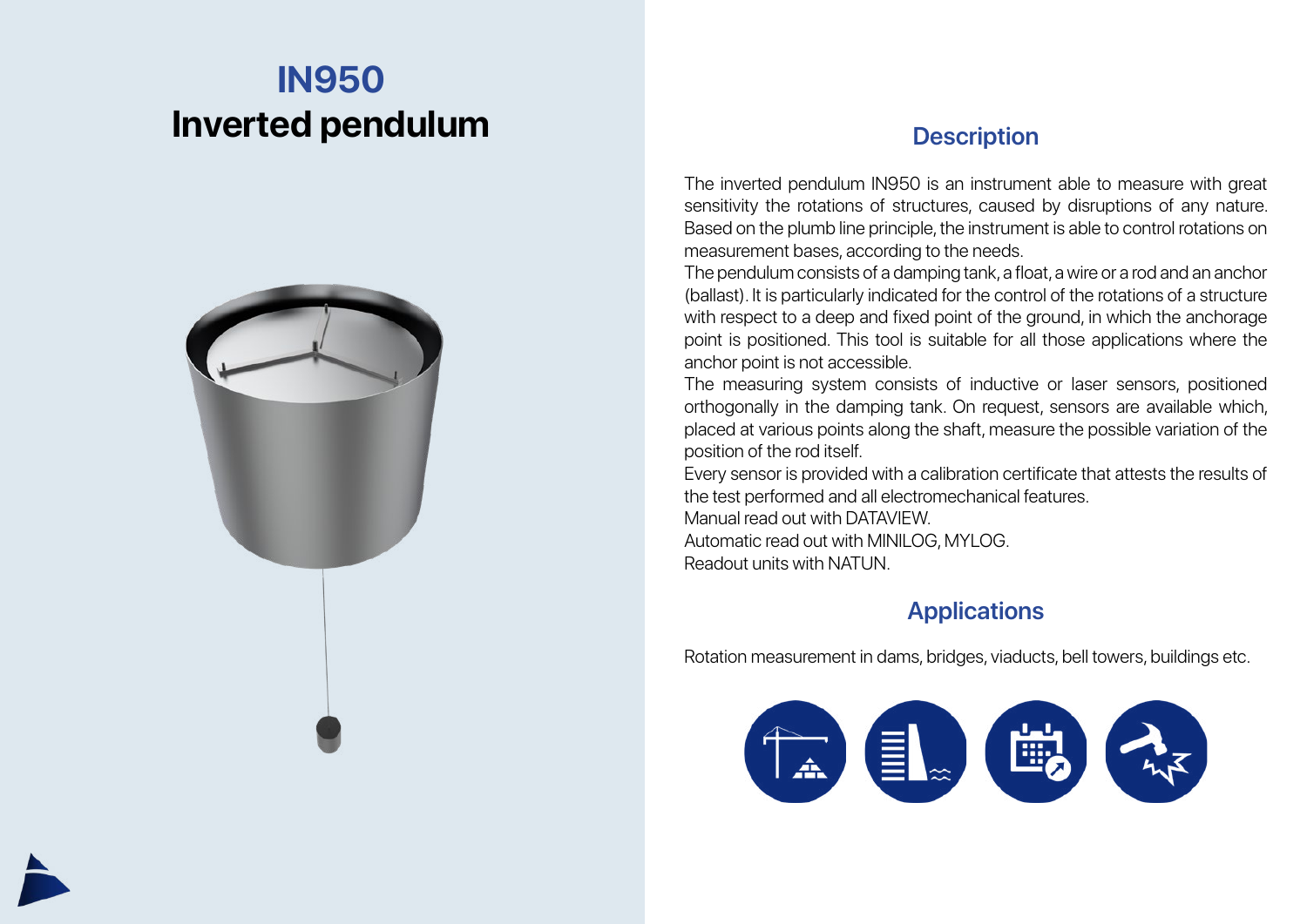# IN950
# Inverted pendulum

## Description

The inverted pendulum IN950 is an instrument able to measure with great sensitivity the rotations of structures, caused by disruptions of any nature. Based on the plumb line principle, the instrument is able to control rotations on measurement bases, according to the needs.

The pendulum consists of a damping tank, a float, a wire or a rod and an anchor (ballast). It is particularly indicated for the control of the rotations of a structure with respect to a deep and fixed point of the ground, in which the anchorage point is positioned. This tool is suitable for all those applications where the anchor point is not accessible.

The measuring system consists of inductive or laser sensors, positioned orthogonally in the damping tank. On request, sensors are available which, placed at various points along the shaft, measure the possible variation of the position of the rod itself.

Every sensor is provided with a calibration certificate that attests the results of the test performed and all electromechanical features.

Manual read out with DATAVIEW.

Automatic read out with MINILOG, MYLOG.

Readout units with NATUN.

## Applications

Rotation measurement in dams, bridges, viaducts, bell towers, buildings etc.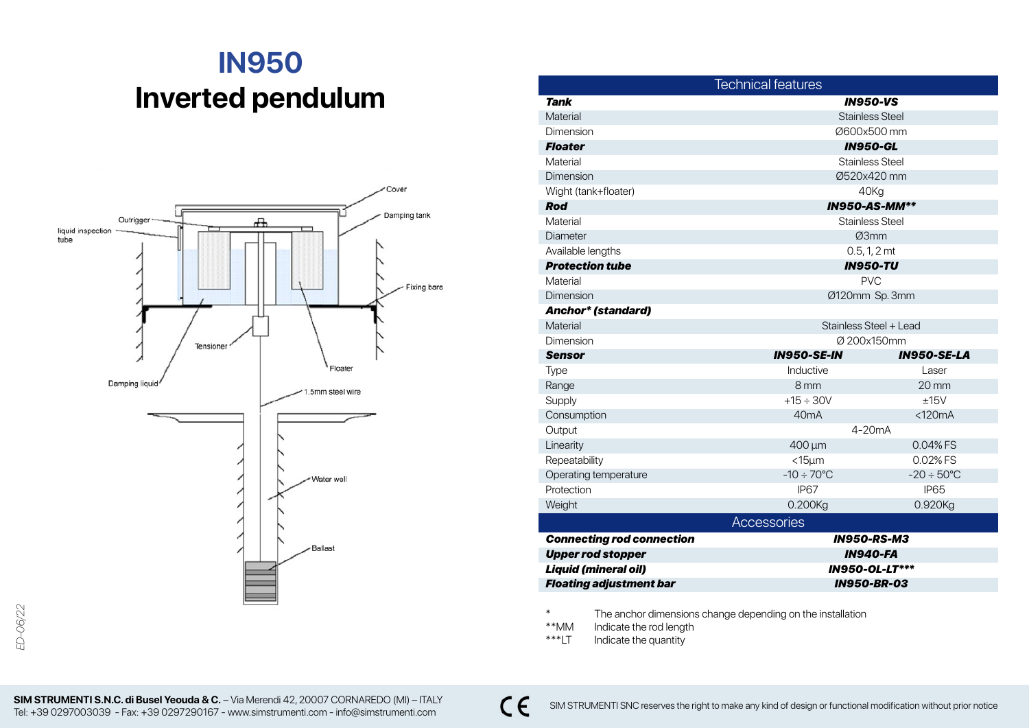# IN950
# Inverted pendulum

Cover
Damping tank
Outrigger
liquid inspection tube
Fixing bars
Tensioner
Floater
Damping liquid
1.5mm steel wire
Water well
Ballast

| Technical features | | |
|---|---|---|
| ***Tank*** | ***IN950-VS*** | |
| Material | Stainless Steel | |
| Dimension | Ø600x500 mm | |
| ***Floater*** | ***IN950-GL*** | |
| Material | Stainless Steel | |
| Dimension | Ø520x420 mm | |
| Wight (tank+floater) | 40Kg | |
| ***Rod*** | ***IN950-AS-MM**** | |
| Material | Stainless Steel | |
| Diameter | Ø3mm | |
| Available lengths | 0.5, 1, 2 mt | |
| ***Protection tube*** | ***IN950-TU*** | |
| Material | PVC | |
| Dimension | Ø120mm Sp. 3mm | |
| ***Anchor* (standard)*** | | |
| Material | Stainless Steel + Lead | |
| Dimension | Ø 200x150mm | |
| ***Sensor*** | ***IN950-SE-IN*** | ***IN950-SE-LA*** |
| Type | Inductive | Laser |
| Range | 8 mm | 20 mm |
| Supply | +15 ÷ 30V | ±15V |
| Consumption | 40mA | <120mA |
| Output | 4-20mA | |
| Linearity | 400 µm | 0.04% FS |
| Repeatability | <15µm | 0.02% FS |
| Operating temperature | -10 ÷ 70°C | -20 ÷ 50°C |
| Protection | IP67 | IP65 |
| Weight | 0.200Kg | 0.920Kg |

| Accessories | |
|---|---|
| ***Connecting rod connection*** | ***IN950-RS-M3*** |
| ***Upper rod stopper*** | ***IN940-FA*** |
| ***Liquid (mineral oil)*** | ***IN950-OL-LT****** |
| ***Floating adjustment bar*** | ***IN950-BR-03*** |

\* The anchor dimensions change depending on the installation
\**MM Indicate the rod length
\***LT Indicate the quantity

ED-06/22

**SIM STRUMENTI S.N.C. di Busel Yeouda & C.** – Via Merendi 42, 20007 CORNAREDO (MI) – ITALY
Tel: +39 0297003039 - Fax: +39 0297290167 - www.simstrumenti.com - info@simstrumenti.com

CE

SIM STRUMENTI SNC reserves the right to make any kind of design or functional modification without prior notice